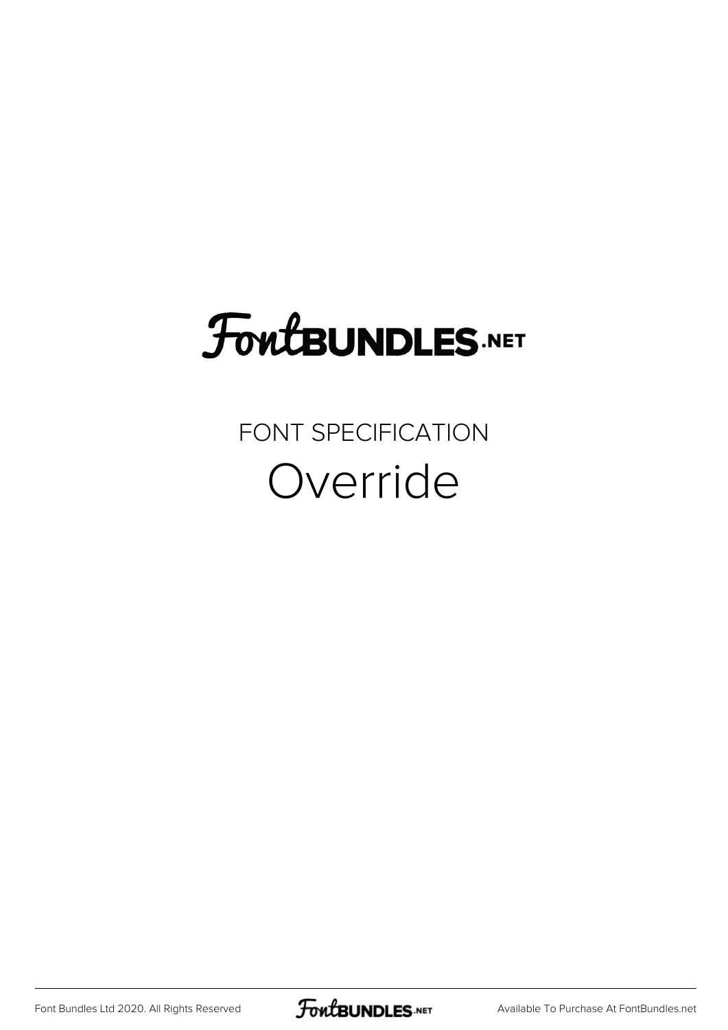# FontBUNDLES.NET

FONT SPECIFICATION

## Override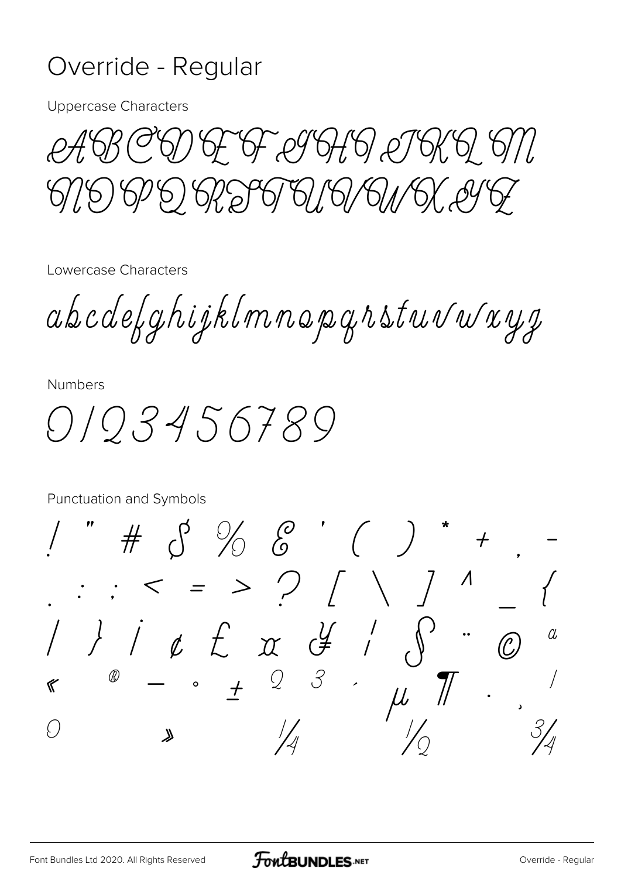# Override - Regular

Uppercase Characters

ABCDEFGHIJKLM
NOPQRSTUVWXYZ

Lowercase Characters

abcdefghijklmnopqrstuvwxyz

Numbers

0123456789

Punctuation and Symbols

! " # $ % & ' ( ) * + , -
. / : ; < = > ? [ \ ] ^ _ {
| } ¡ ¢ £ ¤ ¥ ¦ § ¨ © ª
« ® — ° ± ² ³ ´ µ ¶ · ¸ ¹
º » ¼ ½ ¾

Font Bundles Ltd 2020. All Rights Reserved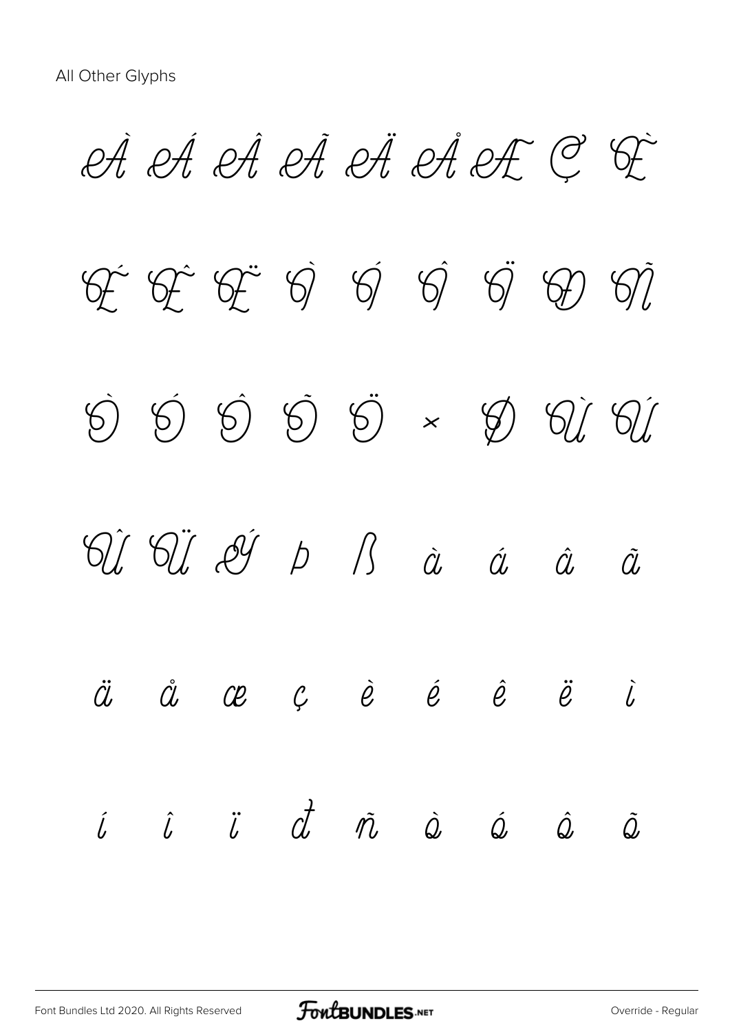All Other Glyphs

À Á Â Ã Ä Å Æ Ç È

É Ê Ë Ì Í Î Ï Ð Ñ

Ò Ó Ô Õ Ö × Ø Ù Ú

Û Ü Ý þ ß à á â ã

ä å æ ç è é ê ë ì

í î ï ð ñ ò ó ô õ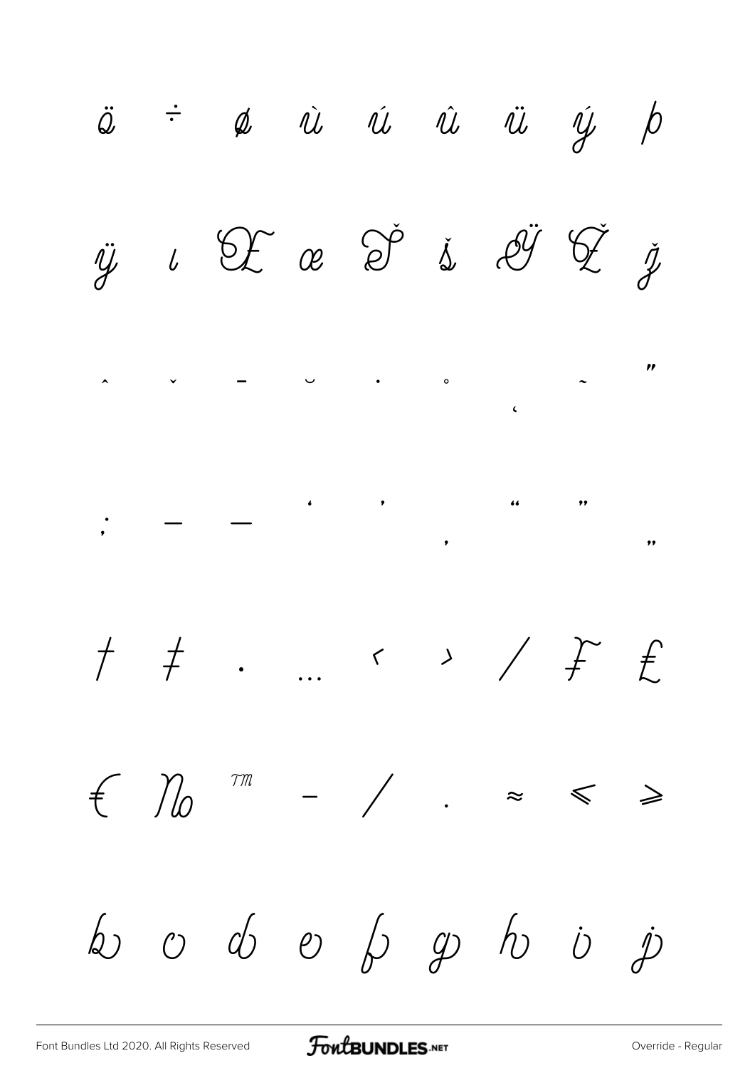ö ÷ ø ù ú û ü ý þ

ÿ ı Œ œ Š š Ÿ Ž ž

ˆ ˇ ¯ ˘ ˙ ˚ ˛ ˜ ˝

; – — ‘ ’ ‚ “ ” „

† ‡ • … ‹ › ⁄ ₣ ₤

€ № ™ − ∕ ∙ ≈ ≤ ≥

b c d e f g h i j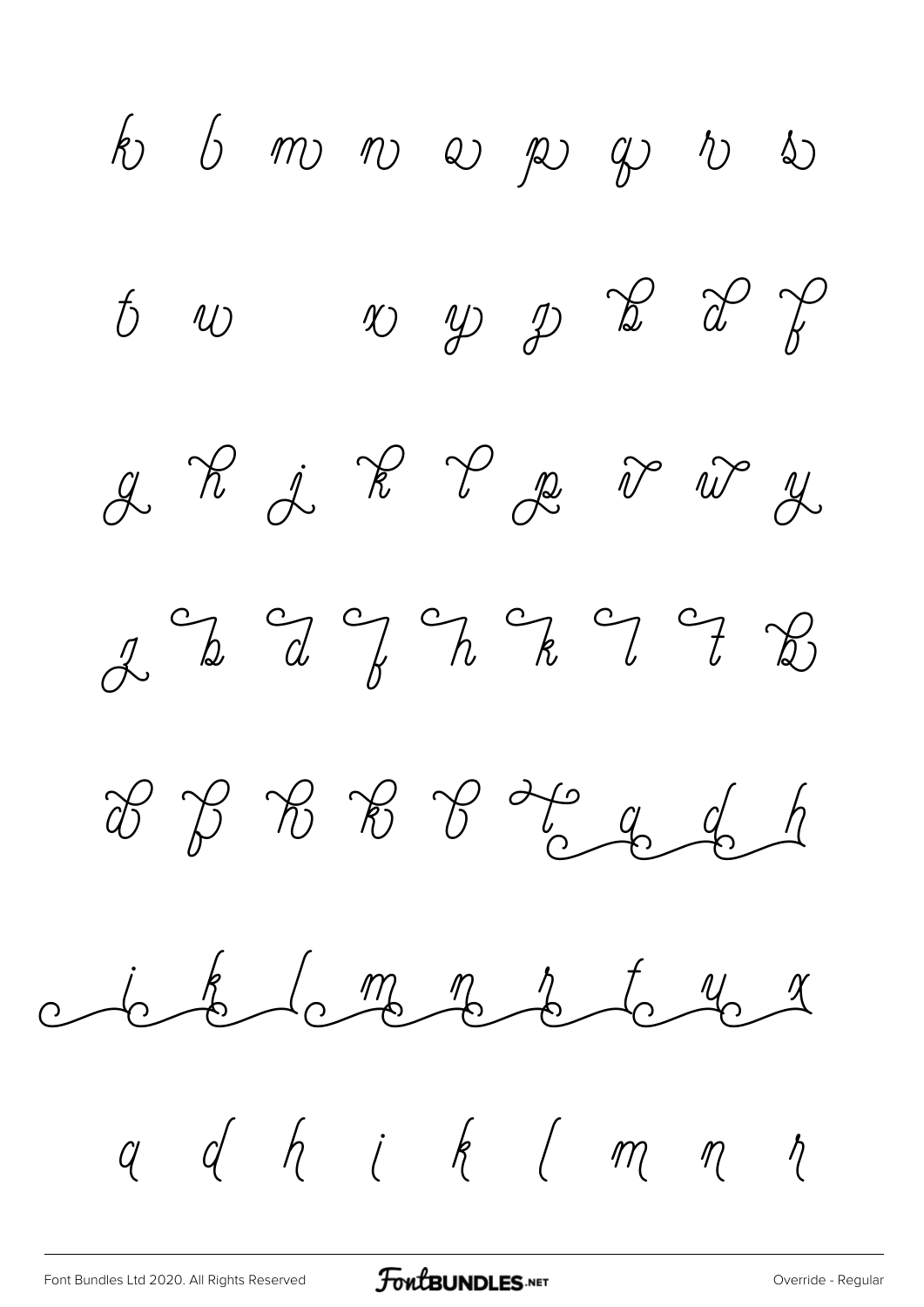k b m n o p q r s

t w x y z B D F

g H j K L p v w y

z B D F H K L T B

D F H K B L a d h

i k l m n r t u x

a d h i k l m n r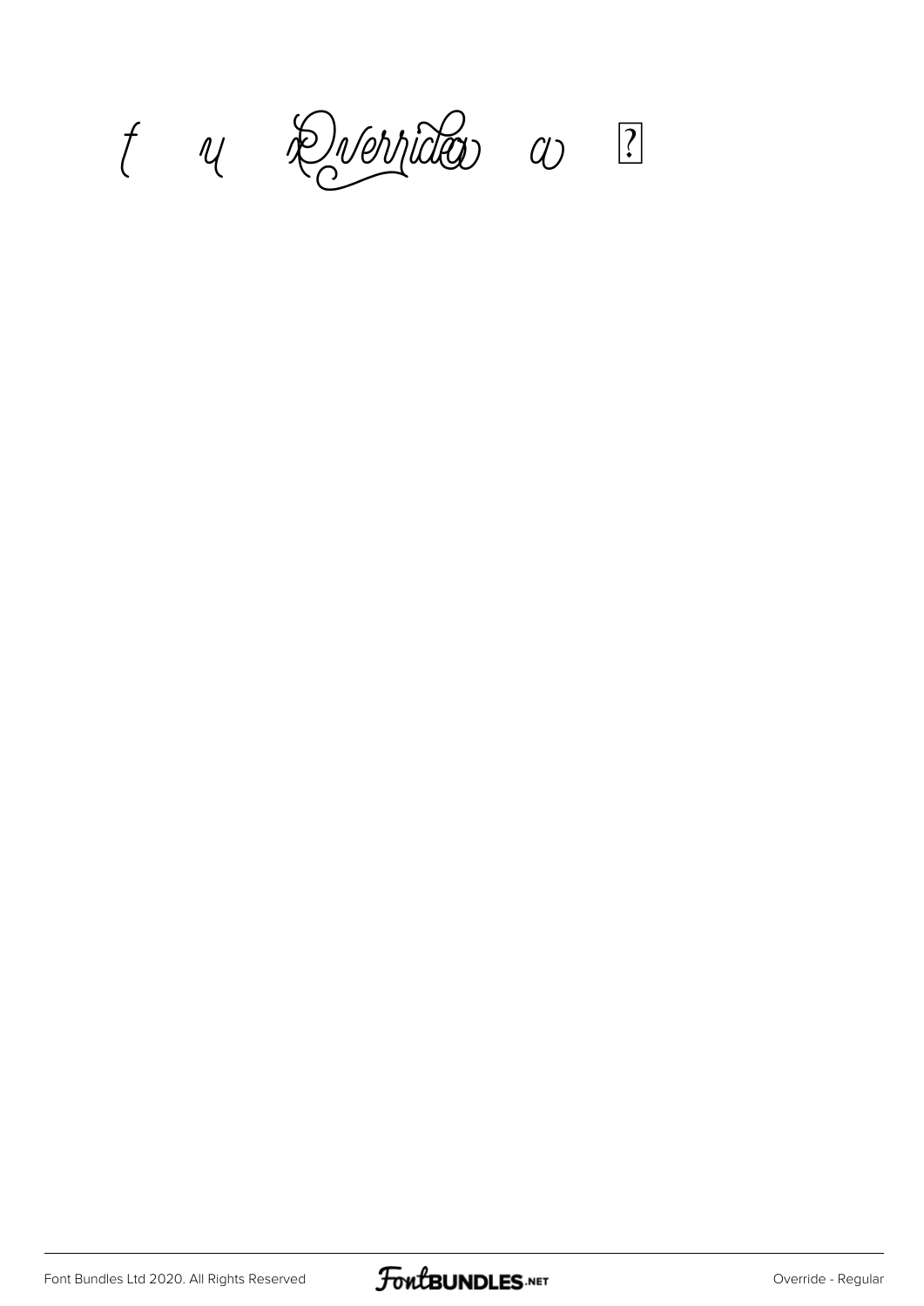ſ ų Override ʊ ?